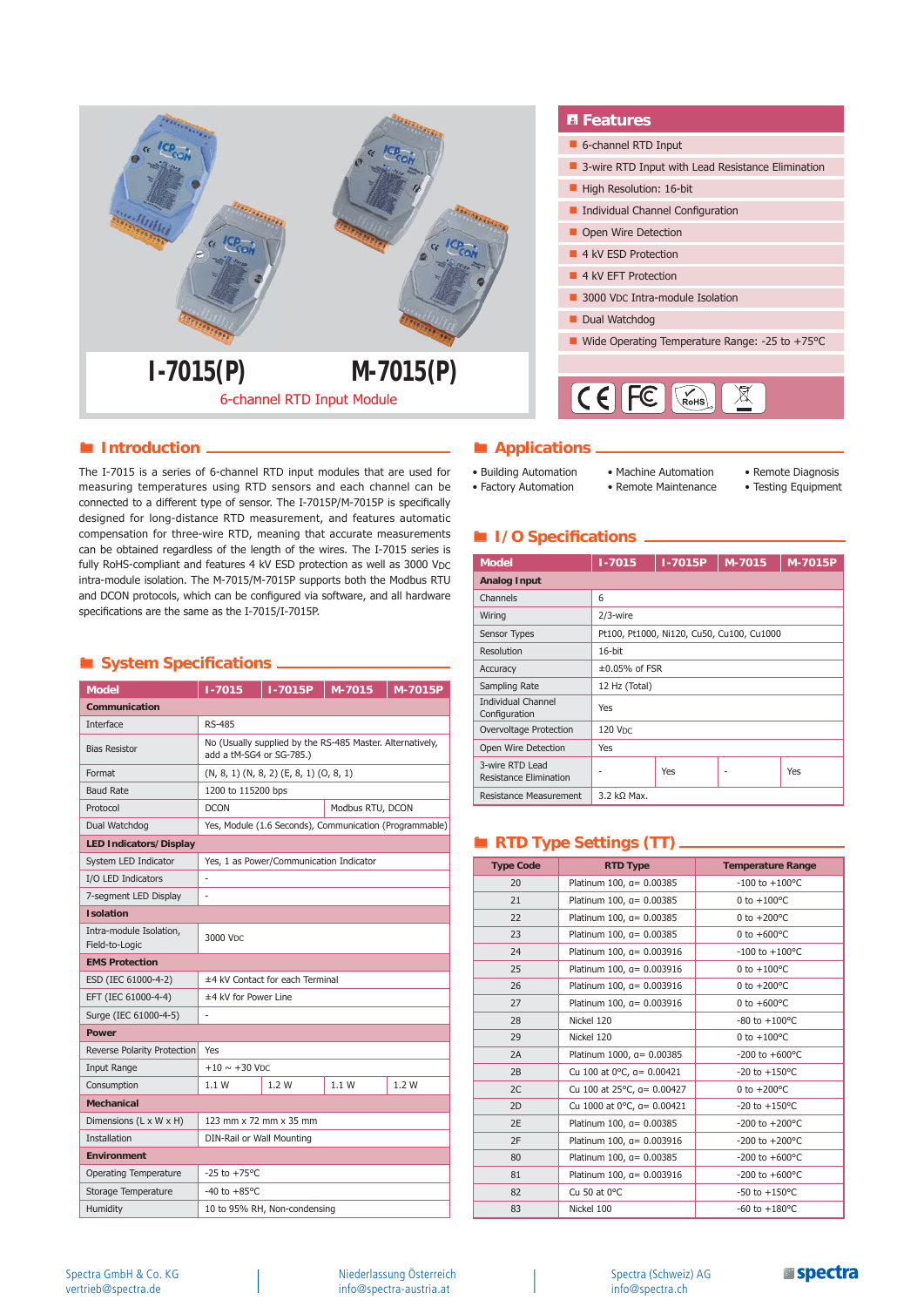# I-7015(P) M-7015(P)

6-channel RTD Input Module

## Features

- 6-channel RTD Input
- 3-wire RTD Input with Lead Resistance Elimination
- High Resolution: 16-bit
- Individual Channel Configuration
- Open Wire Detection
- 4 kV ESD Protection
- 4 kV EFT Protection
- 3000 VDC Intra-module Isolation
- Dual Watchdog
- Wide Operating Temperature Range: -25 to +75°C

## Introduction

The I-7015 is a series of 6-channel RTD input modules that are used for measuring temperatures using RTD sensors and each channel can be connected to a different type of sensor. The I-7015P/M-7015P is specifically designed for long-distance RTD measurement, and features automatic compensation for three-wire RTD, meaning that accurate measurements can be obtained regardless of the length of the wires. The I-7015 series is fully RoHS-compliant and features 4 kV ESD protection as well as 3000 VDC intra-module isolation. The M-7015/M-7015P supports both the Modbus RTU and DCON protocols, which can be configured via software, and all hardware specifications are the same as the I-7015/I-7015P.

## Applications

- Building Automation
- Factory Automation
- Machine Automation
- Remote Maintenance
- Remote Diagnosis
- Testing Equipment

## System Specifications

| Model | I-7015 | I-7015P | M-7015 | M-7015P |
|---|---|---|---|---|
| **Communication** | | | | |
| Interface | RS-485 | | | |
| Bias Resistor | No (Usually supplied by the RS-485 Master. Alternatively, add a tM-SG4 or SG-785.) | | | |
| Format | (N, 8, 1) (N, 8, 2) (E, 8, 1) (O, 8, 1) | | | |
| Baud Rate | 1200 to 115200 bps | | | |
| Protocol | DCON | | Modbus RTU, DCON | |
| Dual Watchdog | Yes, Module (1.6 Seconds), Communication (Programmable) | | | |
| **LED Indicators/Display** | | | | |
| System LED Indicator | Yes, 1 as Power/Communication Indicator | | | |
| I/O LED Indicators | - | | | |
| 7-segment LED Display | - | | | |
| **Isolation** | | | | |
| Intra-module Isolation, Field-to-Logic | 3000 VDC | | | |
| **EMS Protection** | | | | |
| ESD (IEC 61000-4-2) | ±4 kV Contact for each Terminal | | | |
| EFT (IEC 61000-4-4) | ±4 kV for Power Line | | | |
| Surge (IEC 61000-4-5) | - | | | |
| **Power** | | | | |
| Reverse Polarity Protection | Yes | | | |
| Input Range | +10 ~ +30 VDC | | | |
| Consumption | 1.1 W | 1.2 W | 1.1 W | 1.2 W |
| **Mechanical** | | | | |
| Dimensions (L x W x H) | 123 mm x 72 mm x 35 mm | | | |
| Installation | DIN-Rail or Wall Mounting | | | |
| **Environment** | | | | |
| Operating Temperature | -25 to +75°C | | | |
| Storage Temperature | -40 to +85°C | | | |
| Humidity | 10 to 95% RH, Non-condensing | | | |

## I/O Specifications

| Model | I-7015 | I-7015P | M-7015 | M-7015P |
|---|---|---|---|---|
| **Analog Input** | | | | |
| Channels | 6 | | | |
| Wiring | 2/3-wire | | | |
| Sensor Types | Pt100, Pt1000, Ni120, Cu50, Cu100, Cu1000 | | | |
| Resolution | 16-bit | | | |
| Accuracy | ±0.05% of FSR | | | |
| Sampling Rate | 12 Hz (Total) | | | |
| Individual Channel Configuration | Yes | | | |
| Overvoltage Protection | 120 VDC | | | |
| Open Wire Detection | Yes | | | |
| 3-wire RTD Lead Resistance Elimination | - | Yes | - | Yes |
| Resistance Measurement | 3.2 kΩ Max. | | | |

## RTD Type Settings (TT)

| Type Code | RTD Type | Temperature Range |
|---|---|---|
| 20 | Platinum 100, α= 0.00385 | -100 to +100°C |
| 21 | Platinum 100, α= 0.00385 | 0 to +100°C |
| 22 | Platinum 100, α= 0.00385 | 0 to +200°C |
| 23 | Platinum 100, α= 0.00385 | 0 to +600°C |
| 24 | Platinum 100, α= 0.003916 | -100 to +100°C |
| 25 | Platinum 100, α= 0.003916 | 0 to +100°C |
| 26 | Platinum 100, α= 0.003916 | 0 to +200°C |
| 27 | Platinum 100, α= 0.003916 | 0 to +600°C |
| 28 | Nickel 120 | -80 to +100°C |
| 29 | Nickel 120 | 0 to +100°C |
| 2A | Platinum 1000, α= 0.00385 | -200 to +600°C |
| 2B | Cu 100 at 0°C, α= 0.00421 | -20 to +150°C |
| 2C | Cu 100 at 25°C, α= 0.00427 | 0 to +200°C |
| 2D | Cu 1000 at 0°C, α= 0.00421 | -20 to +150°C |
| 2E | Platinum 100, α= 0.00385 | -200 to +200°C |
| 2F | Platinum 100, α= 0.003916 | -200 to +200°C |
| 80 | Platinum 100, α= 0.00385 | -200 to +600°C |
| 81 | Platinum 100, α= 0.003916 | -200 to +600°C |
| 82 | Cu 50 at 0°C | -50 to +150°C |
| 83 | Nickel 100 | -60 to +180°C |

Spectra GmbH & Co. KG
vertrieb@spectra.de

Niederlassung Österreich
info@spectra-austria.at

Spectra (Schweiz) AG
info@spectra.ch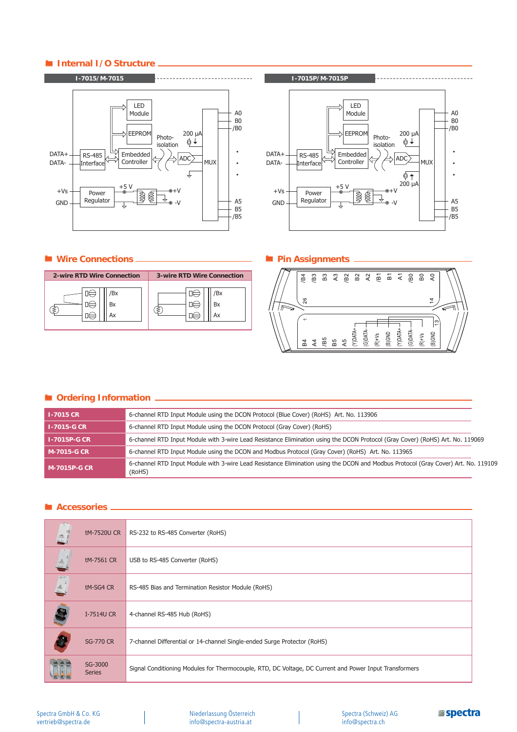## Internal I/O Structure

**I-7015/M-7015**

LED Module
EEPROM
Embedded Controller
RS-485 Interface
DATA+
DATA-
Photo-isolation
200 µA
ADC
MUX
A0
B0
/B0
A5
B5
/B5
+Vs
GND
Power Regulator
+5 V
+V
-V

**I-7015P/M-7015P**

LED Module
EEPROM
Embedded Controller
RS-485 Interface
DATA+
DATA-
Photo-isolation
200 µA
ADC
MUX
200 µA
A0
B0
/B0
A5
B5
/B5
+Vs
GND
Power Regulator
+5 V
+V
-V

## Wire Connections

**2-wire RTD Wire Connection**

/Bx
Bx
Ax

**3-wire RTD Wire Connection**

/Bx
Bx
Ax

## Pin Assignments

/B4 /B3 B3 A3 /B2 B2 A2 /B1 B1 A1 /B0 B0 A0
26 14
1 13
B4 A4 /B5 B5 A5 (Y)DATA+ (G)DATA- (R)+Vs (B)GND (Y)DATA+ (G)DATA- (R)+Vs (B)GND

## Ordering Information

| | |
|---|---|
| **I-7015 CR** | 6-channel RTD Input Module using the DCON Protocol (Blue Cover) (RoHS) Art. No. 113906 |
| **I-7015-G CR** | 6-channel RTD Input Module using the DCON Protocol (Gray Cover) (RoHS) |
| **I-7015P-G CR** | 6-channel RTD Input Module with 3-wire Lead Resistance Elimination using the DCON Protocol (Gray Cover) (RoHS) Art. No. 119069 |
| **M-7015-G CR** | 6-channel RTD Input Module using the DCON and Modbus Protocol (Gray Cover) (RoHS) Art. No. 113965 |
| **M-7015P-G CR** | 6-channel RTD Input Module with 3-wire Lead Resistance Elimination using the DCON and Modbus Protocol (Gray Cover) Art. No. 119109 (RoHS) |

## Accessories

| | |
|---|---|
| tM-7520U CR | RS-232 to RS-485 Converter (RoHS) |
| tM-7561 CR | USB to RS-485 Converter (RoHS) |
| tM-SG4 CR | RS-485 Bias and Termination Resistor Module (RoHS) |
| I-7514U CR | 4-channel RS-485 Hub (RoHS) |
| SG-770 CR | 7-channel Differential or 14-channel Single-ended Surge Protector (RoHS) |
| SG-3000 Series | Signal Conditioning Modules for Thermocouple, RTD, DC Voltage, DC Current and Power Input Transformers |

Spectra GmbH & Co. KG
vertrieb@spectra.de

Niederlassung Österreich
info@spectra-austria.at

Spectra (Schweiz) AG
info@spectra.ch

spectra